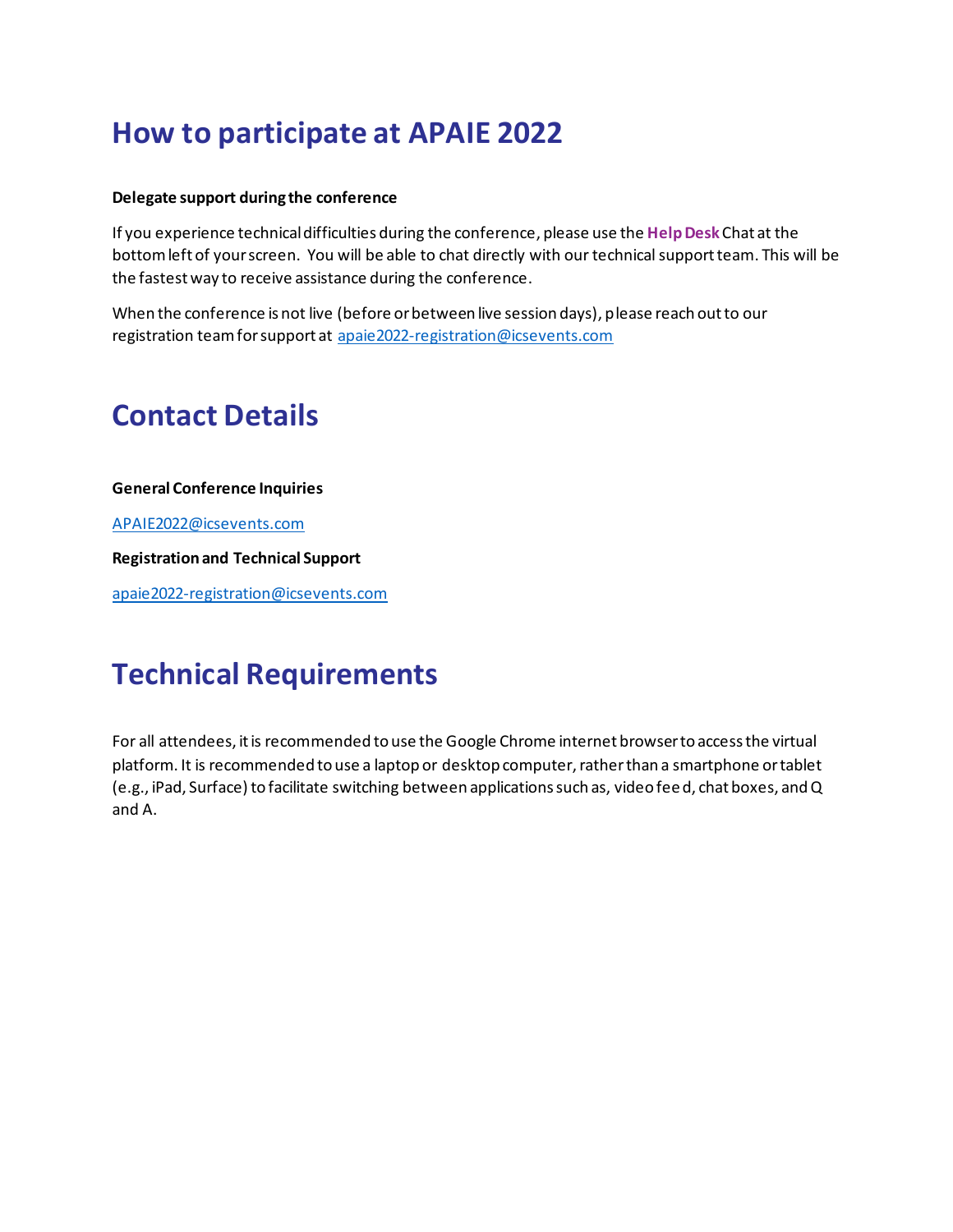# How to participate at APAIE 2022

**Delegate support during the conference**

If you experience technical difficulties during the conference, please use the **Help Desk** Chat at the bottom left of your screen. You will be able to chat directly with our technical support team. This will be the fastest way to receive assistance during the conference.

When the conference is not live (before or between live session days), please reach out to our registration team for support at apaie2022-registration@icsevents.com

# Contact Details

**General Conference Inquiries**

APAIE2022@icsevents.com

**Registration and Technical Support**

apaie2022-registration@icsevents.com

# Technical Requirements

For all attendees, it is recommended to use the Google Chrome internet browser to access the virtual platform. It is recommended to use a laptop or desktop computer, rather than a smartphone or tablet (e.g., iPad, Surface) to facilitate switching between applications such as, video feed, chat boxes, and Q and A.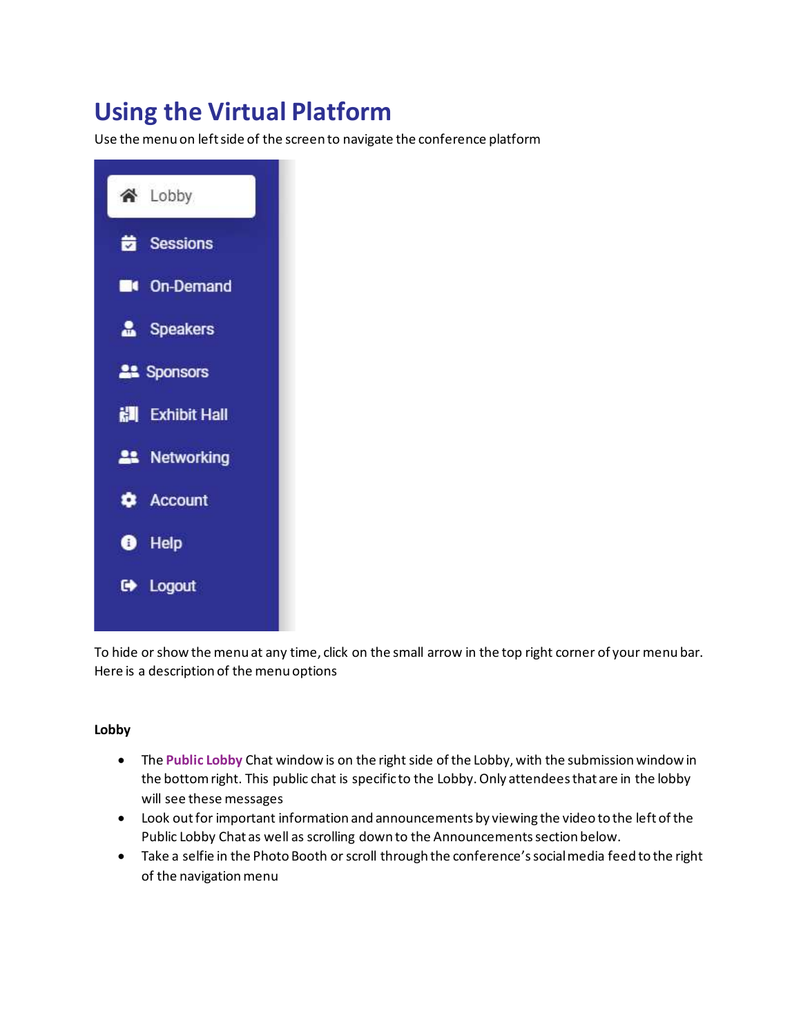# Using the Virtual Platform

Use the menu on left side of the screen to navigate the conference platform

- Lobby
- Sessions
- On-Demand
- Speakers
- Sponsors
- Exhibit Hall
- Networking
- Account
- Help
- Logout

To hide or show the menu at any time, click on the small arrow in the top right corner of your menu bar. Here is a description of the menu options

**Lobby**

- The **Public Lobby** Chat window is on the right side of the Lobby, with the submission window in the bottom right. This public chat is specific to the Lobby. Only attendees that are in the lobby will see these messages
- Look out for important information and announcements by viewing the video to the left of the Public Lobby Chat as well as scrolling down to the Announcements section below.
- Take a selfie in the Photo Booth or scroll through the conference's social media feed to the right of the navigation menu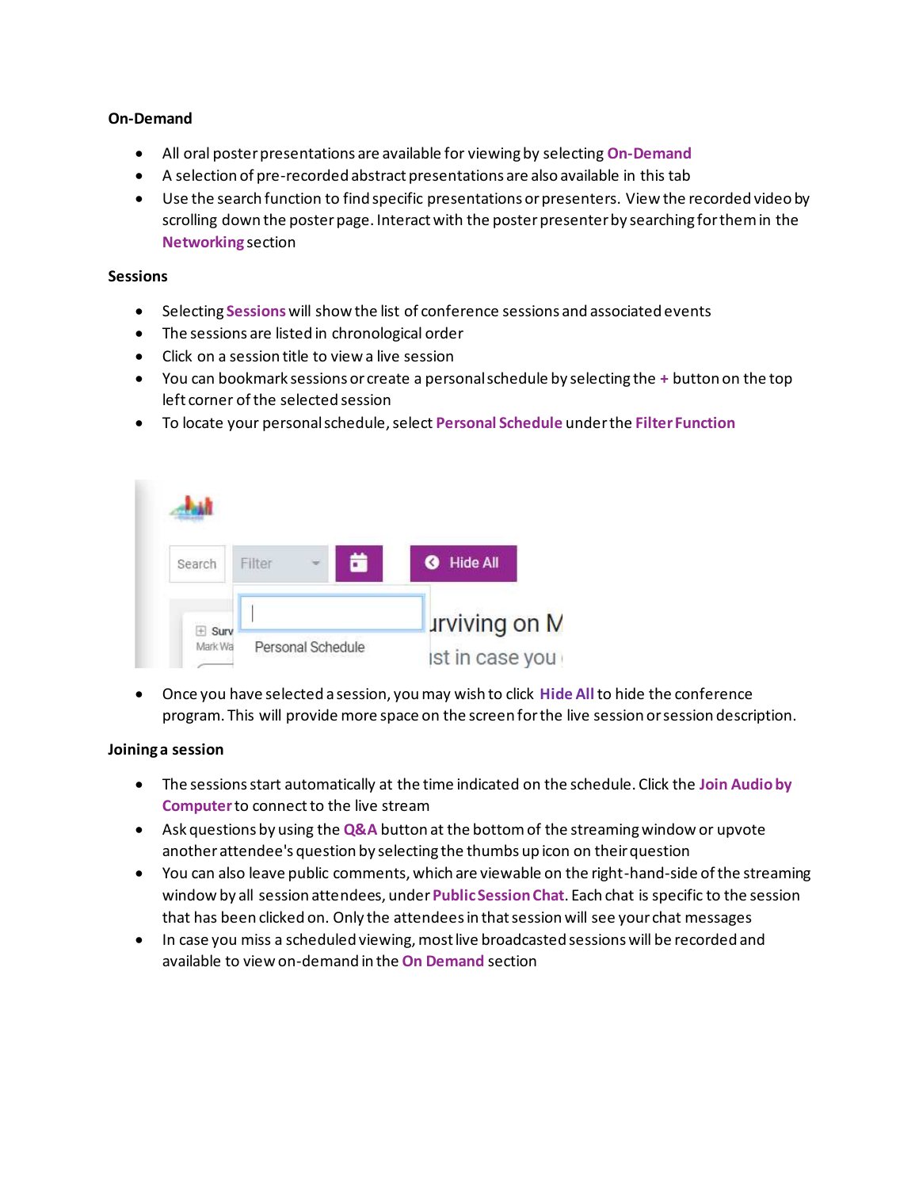**On-Demand**

- All oral poster presentations are available for viewing by selecting **On-Demand**
- A selection of pre-recorded abstract presentations are also available in this tab
- Use the search function to find specific presentations or presenters. View the recorded video by scrolling down the poster page. Interact with the poster presenter by searching for them in the **Networking** section

**Sessions**

- Selecting **Sessions** will show the list of conference sessions and associated events
- The sessions are listed in chronological order
- Click on a session title to view a live session
- You can bookmark sessions or create a personal schedule by selecting the **+** button on the top left corner of the selected session
- To locate your personal schedule, select **Personal Schedule** under the **Filter Function**

- Once you have selected a session, you may wish to click **Hide All** to hide the conference program. This will provide more space on the screen for the live session or session description.

**Joining a session**

- The sessions start automatically at the time indicated on the schedule. Click the **Join Audio by Computer** to connect to the live stream
- Ask questions by using the **Q&A** button at the bottom of the streaming window or upvote another attendee's question by selecting the thumbs up icon on their question
- You can also leave public comments, which are viewable on the right-hand-side of the streaming window by all session attendees, under **Public Session Chat**. Each chat is specific to the session that has been clicked on. Only the attendees in that session will see your chat messages
- In case you miss a scheduled viewing, most live broadcasted sessions will be recorded and available to view on-demand in the **On Demand** section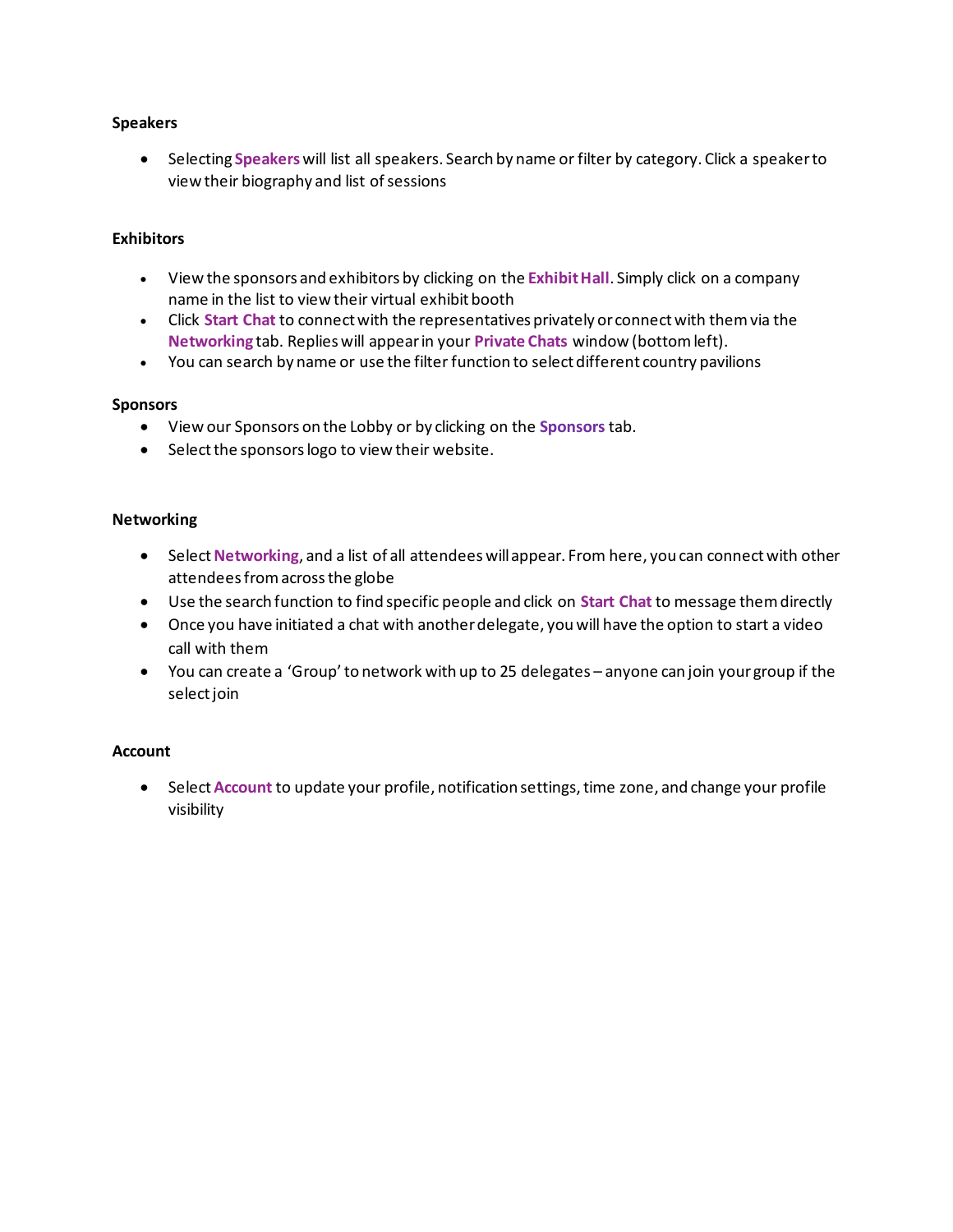**Speakers**

- Selecting **Speakers** will list all speakers. Search by name or filter by category. Click a speaker to view their biography and list of sessions

**Exhibitors**

- View the sponsors and exhibitors by clicking on the **Exhibit Hall**. Simply click on a company name in the list to view their virtual exhibit booth
- Click **Start Chat** to connect with the representatives privately or connect with them via the **Networking** tab. Replies will appear in your **Private Chats** window (bottom left).
- You can search by name or use the filter function to select different country pavilions

**Sponsors**

- View our Sponsors on the Lobby or by clicking on the **Sponsors** tab.
- Select the sponsors logo to view their website.

**Networking**

- Select **Networking**, and a list of all attendees will appear. From here, you can connect with other attendees from across the globe
- Use the search function to find specific people and click on **Start Chat** to message them directly
- Once you have initiated a chat with another delegate, you will have the option to start a video call with them
- You can create a 'Group' to network with up to 25 delegates – anyone can join your group if the select join

**Account**

- Select **Account** to update your profile, notification settings, time zone, and change your profile visibility